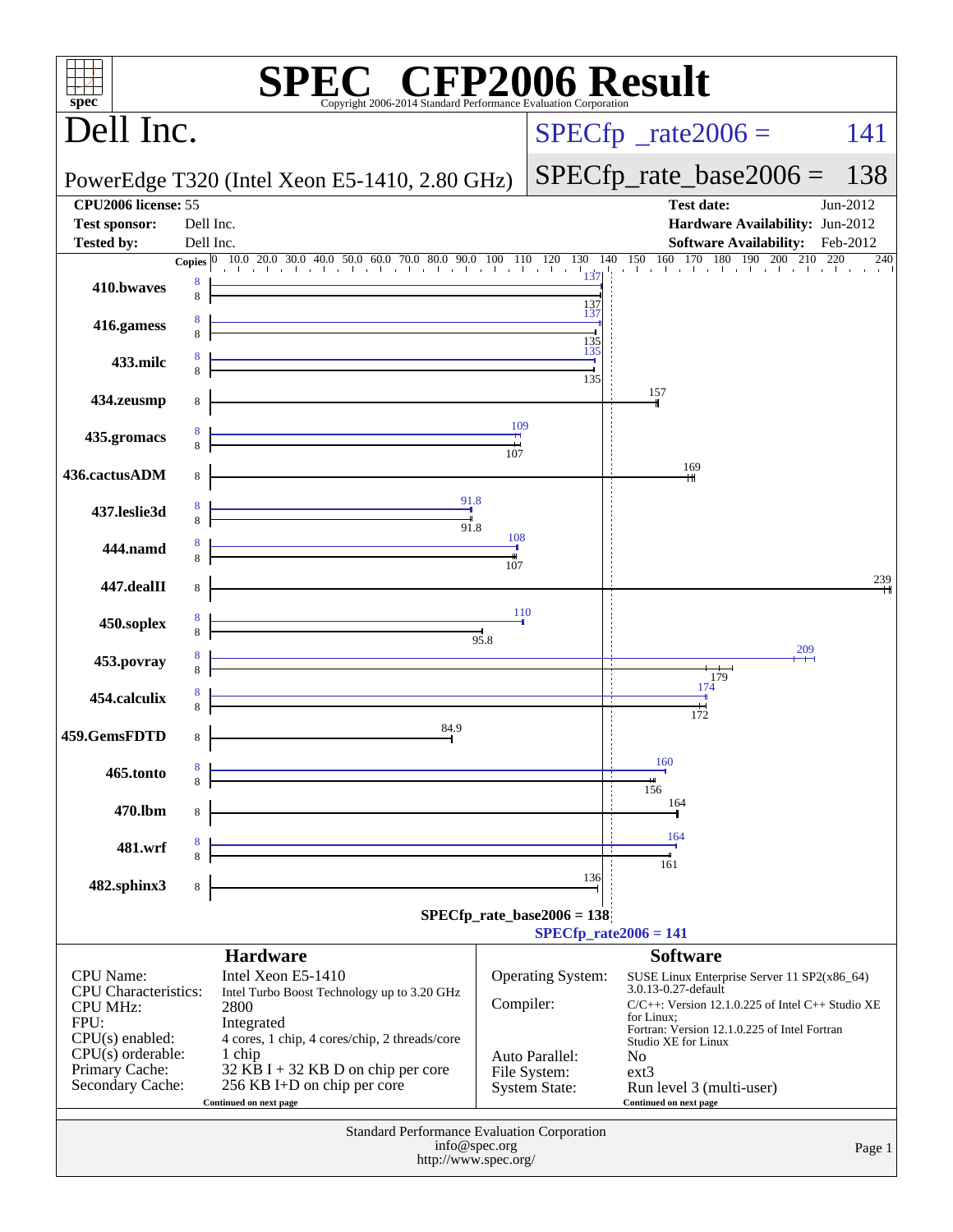# SPEC CFP2006 Result

Copyright 2006-2014 Standard Performance Evaluation Corporation

## Dell Inc.

PowerEdge T320 (Intel Xeon E5-1410, 2.80 GHz)

SPECfp_rate2006 = 141

SPECfp_rate_base2006 = 138

| | | | |
|---|---|---|---|
| **CPU2006 license:** | 55 | **Test date:** | Jun-2012 |
| **Test sponsor:** | Dell Inc. | **Hardware Availability:** | Jun-2012 |
| **Tested by:** | Dell Inc. | **Software Availability:** | Feb-2012 |

| Benchmark | Copies (peak) | Copies (base) | Peak | Base |
|---|---|---|---|---|
| 410.bwaves | 8 | 8 | 137 | 137 |
| 416.gamess | 8 | 8 | 137 | 135 |
| 433.milc | 8 | 8 | 135 | 135 |
| 434.zeusmp | | 8 | | 157 |
| 435.gromacs | 8 | 8 | 109 | 107 |
| 436.cactusADM | | 8 | | 169 |
| 437.leslie3d | 8 | 8 | 91.8 | 91.8 |
| 444.namd | 8 | 8 | 108 | 107 |
| 447.dealII | | 8 | | 239 |
| 450.soplex | 8 | 8 | 110 | 95.8 |
| 453.povray | 8 | 8 | 209 | 179 |
| 454.calculix | 8 | 8 | 174 | 172 |
| 459.GemsFDTD | | 8 | | 84.9 |
| 465.tonto | 8 | 8 | 160 | 156 |
| 470.lbm | | 8 | | 164 |
| 481.wrf | 8 | 8 | 164 | 161 |
| 482.sphinx3 | | 8 | | 136 |

SPECfp_rate_base2006 = 138

SPECfp_rate2006 = 141

## Hardware

| | |
|---|---|
| CPU Name: | Intel Xeon E5-1410 |
| CPU Characteristics: | Intel Turbo Boost Technology up to 3.20 GHz |
| CPU MHz: | 2800 |
| FPU: | Integrated |
| CPU(s) enabled: | 4 cores, 1 chip, 4 cores/chip, 2 threads/core |
| CPU(s) orderable: | 1 chip |
| Primary Cache: | 32 KB I + 32 KB D on chip per core |
| Secondary Cache: | 256 KB I+D on chip per core |

Continued on next page

## Software

| | |
|---|---|
| Operating System: | SUSE Linux Enterprise Server 11 SP2(x86_64) 3.0.13-0.27-default |
| Compiler: | C/C++: Version 12.1.0.225 of Intel C++ Studio XE for Linux; Fortran: Version 12.1.0.225 of Intel Fortran Studio XE for Linux |
| Auto Parallel: | No |
| File System: | ext3 |
| System State: | Run level 3 (multi-user) |

Continued on next page

Standard Performance Evaluation Corporation
info@spec.org
http://www.spec.org/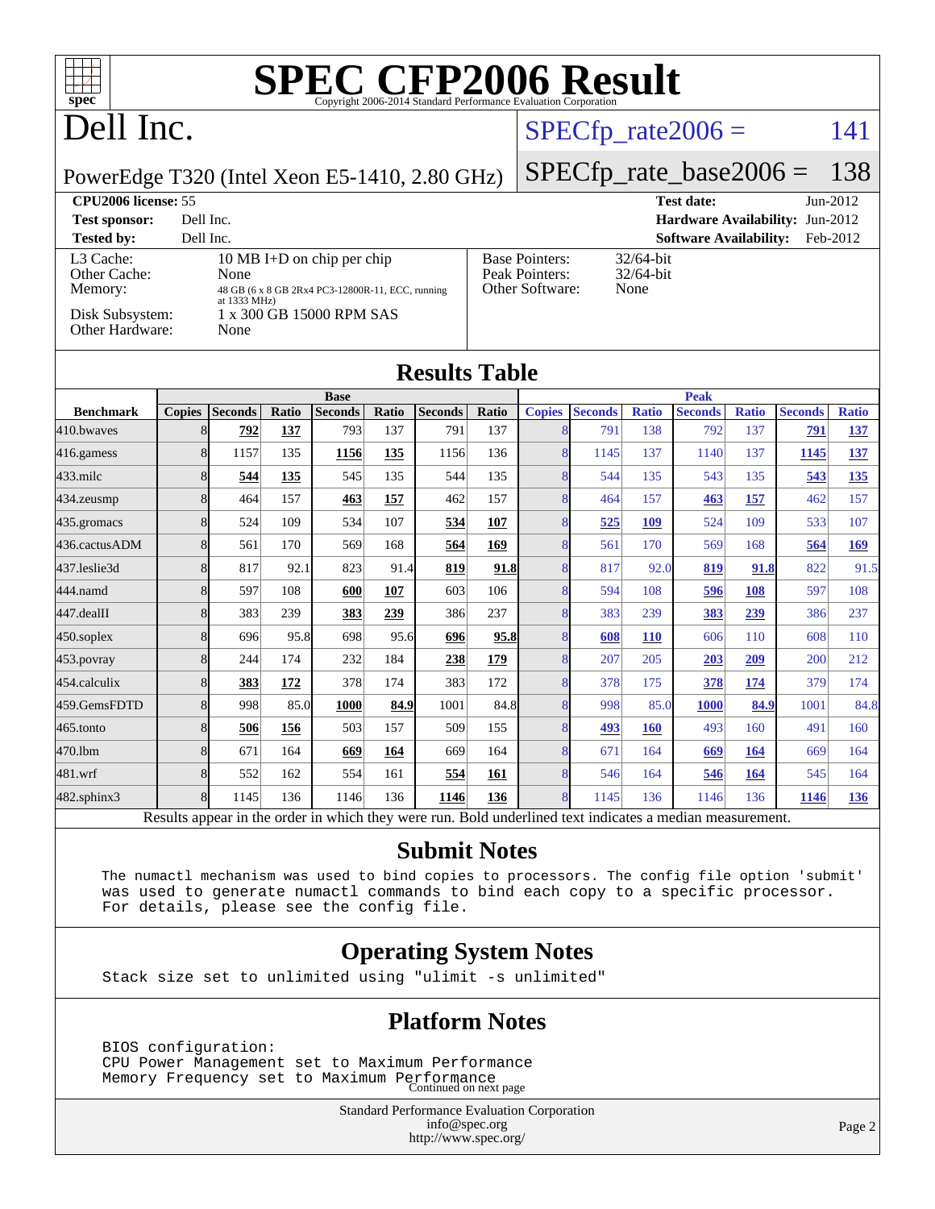# SPEC CFP2006 Result

Copyright 2006-2014 Standard Performance Evaluation Corporation

# Dell Inc.

PowerEdge T320 (Intel Xeon E5-1410, 2.80 GHz)

SPECfp_rate2006 = 141

SPECfp_rate_base2006 = 138

| | | | |
|---|---|---|---|
| **CPU2006 license:** 55 | | **Test date:** | Jun-2012 |
| **Test sponsor:** | Dell Inc. | **Hardware Availability:** | Jun-2012 |
| **Tested by:** | Dell Inc. | **Software Availability:** | Feb-2012 |

| | |
|---|---|
| L3 Cache: | 10 MB I+D on chip per chip |
| Other Cache: | None |
| Memory: | 48 GB (6 x 8 GB 2Rx4 PC3-12800R-11, ECC, running at 1333 MHz) |
| Disk Subsystem: | 1 x 300 GB 15000 RPM SAS |
| Other Hardware: | None |

| | |
|---|---|
| Base Pointers: | 32/64-bit |
| Peak Pointers: | 32/64-bit |
| Other Software: | None |

## Results Table

| Benchmark | Base | | | | | | | Peak | | | | | | |
|---|---|---|---|---|---|---|---|---|---|---|---|---|---|---|
| | Copies | Seconds | Ratio | Seconds | Ratio | Seconds | Ratio | Copies | Seconds | Ratio | Seconds | Ratio | Seconds | Ratio |
| 410.bwaves | 8 | **792** | **137** | 793 | 137 | 791 | 137 | 8 | 791 | 138 | 792 | 137 | **791** | **137** |
| 416.gamess | 8 | 1157 | 135 | **1156** | **135** | 1156 | 136 | 8 | 1145 | 137 | 1140 | 137 | **1145** | **137** |
| 433.milc | 8 | **544** | **135** | 545 | 135 | 544 | 135 | 8 | 544 | 135 | 543 | 135 | **543** | **135** |
| 434.zeusmp | 8 | 464 | 157 | **463** | **157** | 462 | 157 | 8 | 464 | 157 | **463** | **157** | 462 | 157 |
| 435.gromacs | 8 | 524 | 109 | 534 | 107 | **534** | **107** | 8 | **525** | **109** | 524 | 109 | 533 | 107 |
| 436.cactusADM | 8 | 561 | 170 | 569 | 168 | **564** | **169** | 8 | 561 | 170 | 569 | 168 | **564** | **169** |
| 437.leslie3d | 8 | 817 | 92.1 | 823 | 91.4 | **819** | **91.8** | 8 | 817 | 92.0 | **819** | **91.8** | 822 | 91.5 |
| 444.namd | 8 | 597 | 108 | **600** | **107** | 603 | 106 | 8 | 594 | 108 | **596** | **108** | 597 | 108 |
| 447.dealII | 8 | 383 | 239 | **383** | **239** | 386 | 237 | 8 | 383 | 239 | **383** | **239** | 386 | 237 |
| 450.soplex | 8 | 696 | 95.8 | 698 | 95.6 | **696** | **95.8** | 8 | **608** | **110** | 606 | 110 | 608 | 110 |
| 453.povray | 8 | 244 | 174 | 232 | 184 | **238** | **179** | 8 | 207 | 205 | **203** | **209** | 200 | 212 |
| 454.calculix | 8 | **383** | **172** | 378 | 174 | 383 | 172 | 8 | 378 | 175 | **378** | **174** | 379 | 174 |
| 459.GemsFDTD | 8 | 998 | 85.0 | **1000** | **84.9** | 1001 | 84.8 | 8 | 998 | 85.0 | **1000** | **84.9** | 1001 | 84.8 |
| 465.tonto | 8 | **506** | **156** | 503 | 157 | 509 | 155 | 8 | **493** | **160** | 493 | 160 | 491 | 160 |
| 470.lbm | 8 | 671 | 164 | **669** | **164** | 669 | 164 | 8 | 671 | 164 | **669** | **164** | 669 | 164 |
| 481.wrf | 8 | 552 | 162 | 554 | 161 | **554** | **161** | 8 | 546 | 164 | **546** | **164** | 545 | 164 |
| 482.sphinx3 | 8 | 1145 | 136 | 1146 | 136 | **1146** | **136** | 8 | 1145 | 136 | 1146 | 136 | **1146** | **136** |

Results appear in the order in which they were run. Bold underlined text indicates a median measurement.

## Submit Notes

```
The numactl mechanism was used to bind copies to processors. The config file option 'submit'
was used to generate numactl commands to bind each copy to a specific processor.
For details, please see the config file.
```

## Operating System Notes

```
Stack size set to unlimited using "ulimit -s unlimited"
```

## Platform Notes

```
BIOS configuration:
CPU Power Management set to Maximum Performance
Memory Frequency set to Maximum Performance
```

Continued on next page

Standard Performance Evaluation Corporation
info@spec.org
http://www.spec.org/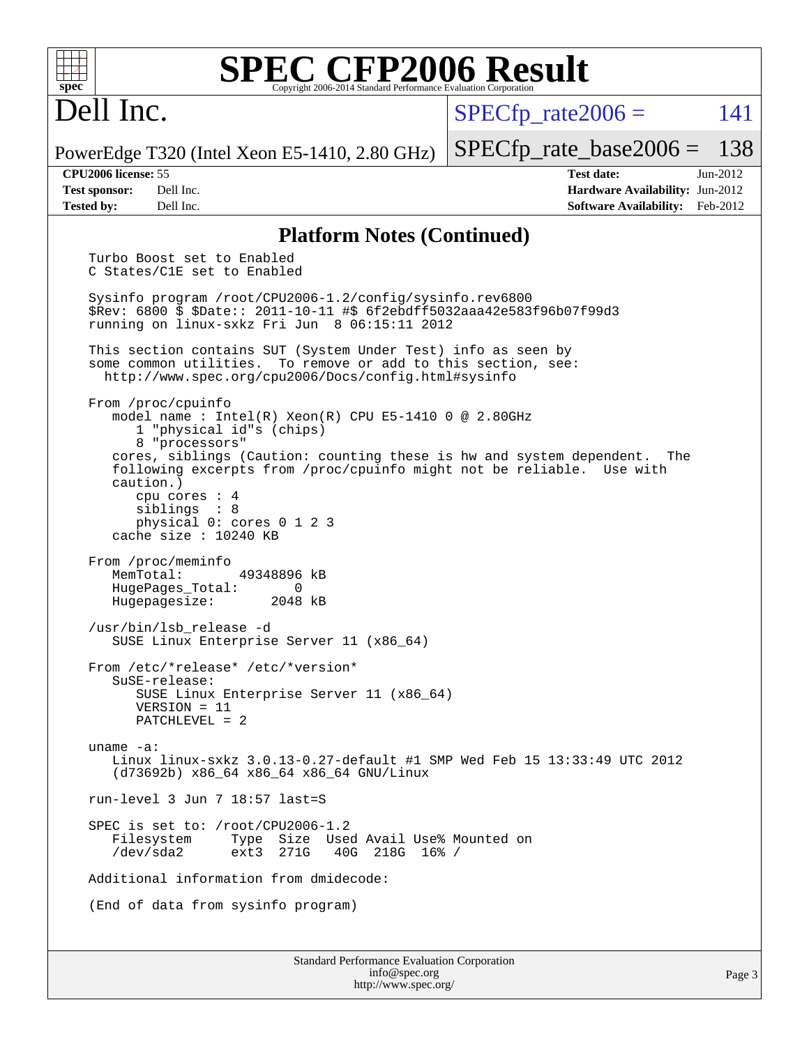# SPEC CFP2006 Result

Copyright 2006-2014 Standard Performance Evaluation Corporation

## Dell Inc.

PowerEdge T320 (Intel Xeon E5-1410, 2.80 GHz)

SPECfp_rate2006 = 141

SPECfp_rate_base2006 = 138

| | | | |
|---|---|---|---|
| **CPU2006 license:** 55 | | **Test date:** | Jun-2012 |
| **Test sponsor:** | Dell Inc. | **Hardware Availability:** | Jun-2012 |
| **Tested by:** | Dell Inc. | **Software Availability:** | Feb-2012 |

### Platform Notes (Continued)

```
Turbo Boost set to Enabled
C States/C1E set to Enabled

Sysinfo program /root/CPU2006-1.2/config/sysinfo.rev6800
$Rev: 6800 $ $Date:: 2011-10-11 #$ 6f2ebdff5032aaa42e583f96b07f99d3
running on linux-sxkz Fri Jun  8 06:15:11 2012

This section contains SUT (System Under Test) info as seen by
some common utilities.  To remove or add to this section, see:
  http://www.spec.org/cpu2006/Docs/config.html#sysinfo

From /proc/cpuinfo
   model name : Intel(R) Xeon(R) CPU E5-1410 0 @ 2.80GHz
      1 "physical id"s (chips)
      8 "processors"
   cores, siblings (Caution: counting these is hw and system dependent.  The
   following excerpts from /proc/cpuinfo might not be reliable.  Use with
   caution.)
      cpu cores : 4
      siblings  : 8
      physical 0: cores 0 1 2 3
   cache size : 10240 KB

From /proc/meminfo
   MemTotal:       49348896 kB
   HugePages_Total:       0
   Hugepagesize:       2048 kB

/usr/bin/lsb_release -d
   SUSE Linux Enterprise Server 11 (x86_64)

From /etc/*release* /etc/*version*
   SuSE-release:
      SUSE Linux Enterprise Server 11 (x86_64)
      VERSION = 11
      PATCHLEVEL = 2

uname -a:
   Linux linux-sxkz 3.0.13-0.27-default #1 SMP Wed Feb 15 13:33:49 UTC 2012
   (d73692b) x86_64 x86_64 x86_64 GNU/Linux

run-level 3 Jun 7 18:57 last=S

SPEC is set to: /root/CPU2006-1.2
   Filesystem     Type  Size  Used Avail Use% Mounted on
   /dev/sda2      ext3  271G   40G  218G  16% /

Additional information from dmidecode:

(End of data from sysinfo program)
```

Standard Performance Evaluation Corporation
info@spec.org
http://www.spec.org/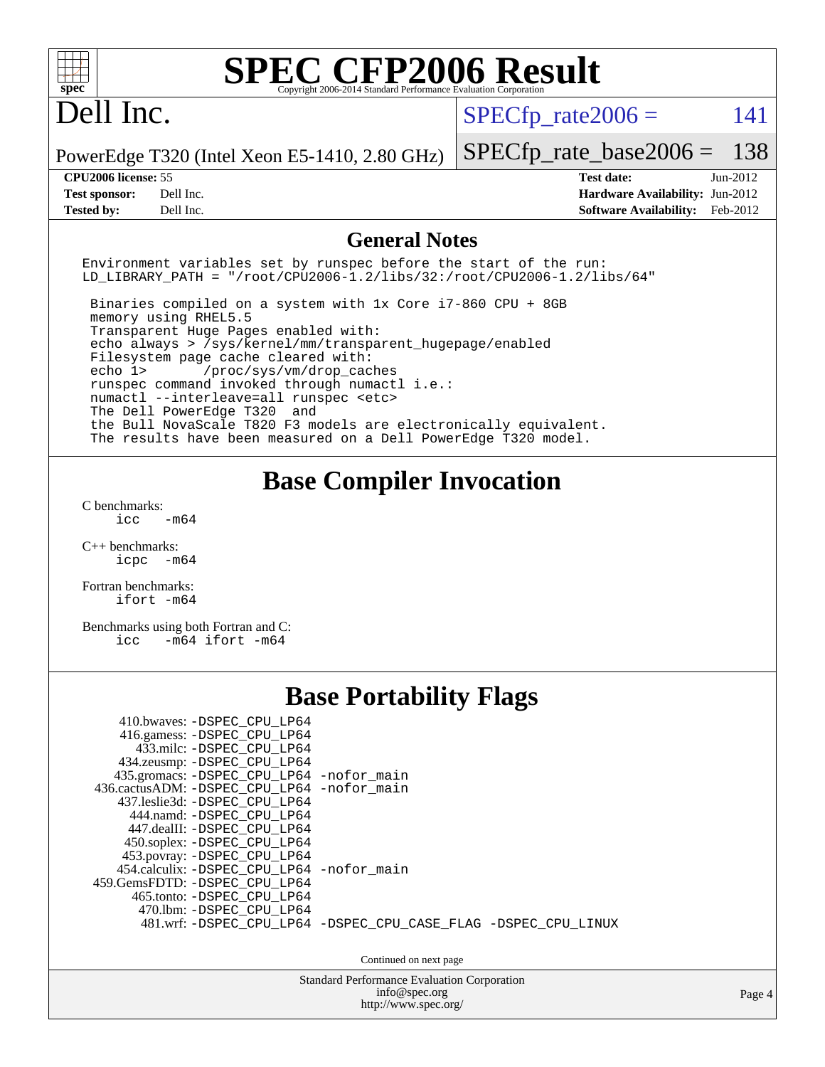# SPEC CFP2006 Result

Copyright 2006-2014 Standard Performance Evaluation Corporation

## Dell Inc.

PowerEdge T320 (Intel Xeon E5-1410, 2.80 GHz)

SPECfp_rate2006 = 141

SPECfp_rate_base2006 = 138

| | | | |
|---|---|---|---|
| **CPU2006 license:** 55 | | **Test date:** | Jun-2012 |
| **Test sponsor:** | Dell Inc. | **Hardware Availability:** | Jun-2012 |
| **Tested by:** | Dell Inc. | **Software Availability:** | Feb-2012 |

## General Notes

```
Environment variables set by runspec before the start of the run:
LD_LIBRARY_PATH = "/root/CPU2006-1.2/libs/32:/root/CPU2006-1.2/libs/64"

 Binaries compiled on a system with 1x Core i7-860 CPU + 8GB
 memory using RHEL5.5
 Transparent Huge Pages enabled with:
 echo always > /sys/kernel/mm/transparent_hugepage/enabled
 Filesystem page cache cleared with:
 echo 1>       /proc/sys/vm/drop_caches
 runspec command invoked through numactl i.e.:
 numactl --interleave=all runspec <etc>
 The Dell PowerEdge T320  and
 the Bull NovaScale T820 F3 models are electronically equivalent.
 The results have been measured on a Dell PowerEdge T320 model.
```

## Base Compiler Invocation

C benchmarks:
```
icc   -m64
```

C++ benchmarks:
```
icpc  -m64
```

Fortran benchmarks:
```
ifort -m64
```

Benchmarks using both Fortran and C:
```
icc   -m64 ifort -m64
```

## Base Portability Flags

```
    410.bwaves: -DSPEC_CPU_LP64
    416.gamess: -DSPEC_CPU_LP64
      433.milc: -DSPEC_CPU_LP64
    434.zeusmp: -DSPEC_CPU_LP64
   435.gromacs: -DSPEC_CPU_LP64 -nofor_main
  436.cactusADM: -DSPEC_CPU_LP64 -nofor_main
   437.leslie3d: -DSPEC_CPU_LP64
     444.namd: -DSPEC_CPU_LP64
    447.dealII: -DSPEC_CPU_LP64
    450.soplex: -DSPEC_CPU_LP64
    453.povray: -DSPEC_CPU_LP64
   454.calculix: -DSPEC_CPU_LP64 -nofor_main
  459.GemsFDTD: -DSPEC_CPU_LP64
     465.tonto: -DSPEC_CPU_LP64
      470.lbm: -DSPEC_CPU_LP64
      481.wrf: -DSPEC_CPU_LP64 -DSPEC_CPU_CASE_FLAG -DSPEC_CPU_LINUX
```

Continued on next page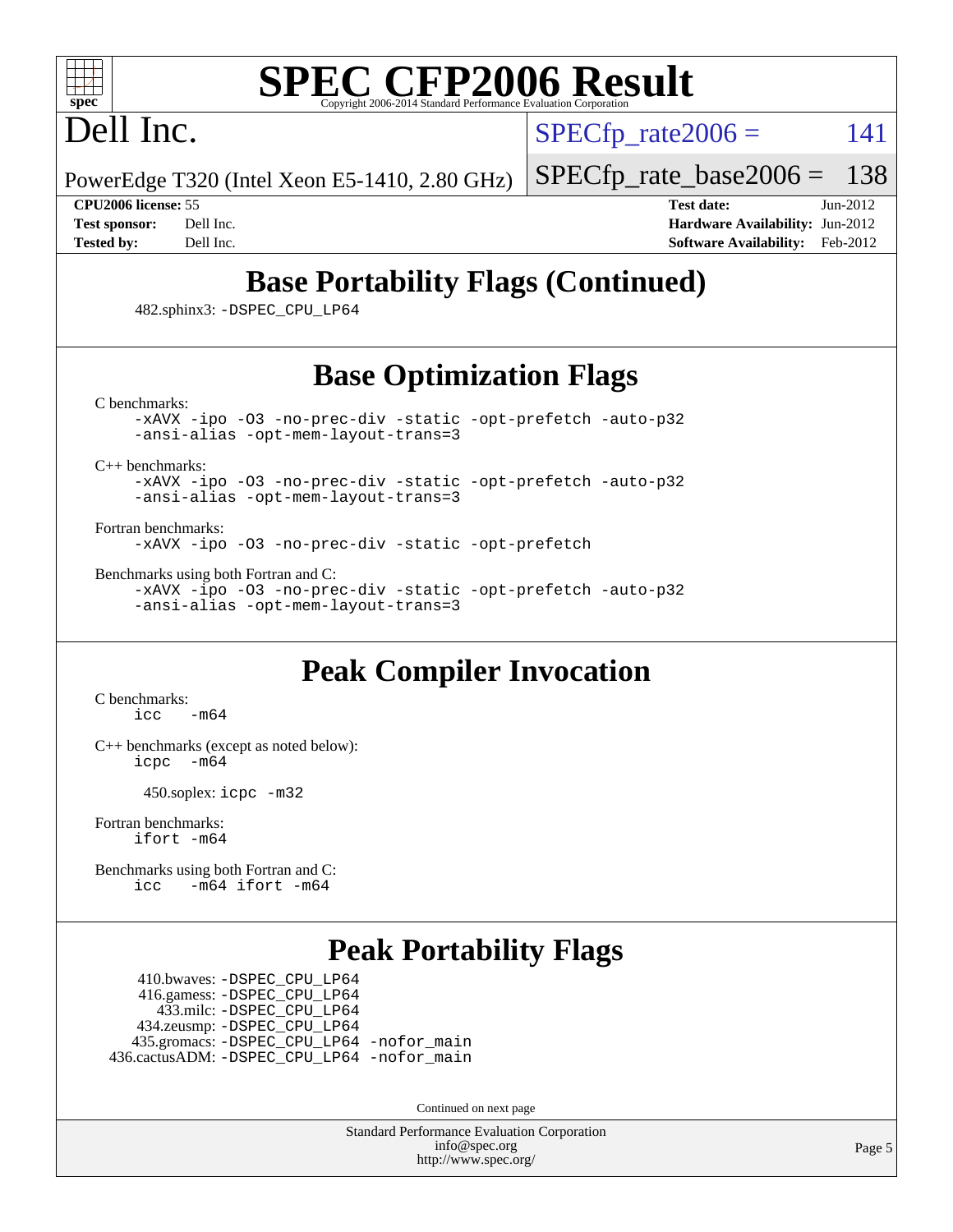# SPEC CFP2006 Result

Copyright 2006-2014 Standard Performance Evaluation Corporation

# Dell Inc.

PowerEdge T320 (Intel Xeon E5-1410, 2.80 GHz)

SPECfp_rate2006 = 141

SPECfp_rate_base2006 = 138

**CPU2006 license:** 55
**Test sponsor:** Dell Inc.
**Tested by:** Dell Inc.

**Test date:** Jun-2012
**Hardware Availability:** Jun-2012
**Software Availability:** Feb-2012

## Base Portability Flags (Continued)

482.sphinx3: `-DSPEC_CPU_LP64`

## Base Optimization Flags

C benchmarks:
```
-xAVX -ipo -O3 -no-prec-div -static -opt-prefetch -auto-p32
-ansi-alias -opt-mem-layout-trans=3
```

C++ benchmarks:
```
-xAVX -ipo -O3 -no-prec-div -static -opt-prefetch -auto-p32
-ansi-alias -opt-mem-layout-trans=3
```

Fortran benchmarks:
```
-xAVX -ipo -O3 -no-prec-div -static -opt-prefetch
```

Benchmarks using both Fortran and C:
```
-xAVX -ipo -O3 -no-prec-div -static -opt-prefetch -auto-p32
-ansi-alias -opt-mem-layout-trans=3
```

## Peak Compiler Invocation

C benchmarks:
```
icc   -m64
```

C++ benchmarks (except as noted below):
```
icpc  -m64
```

450.soplex: `icpc -m32`

Fortran benchmarks:
```
ifort -m64
```

Benchmarks using both Fortran and C:
```
icc   -m64 ifort -m64
```

## Peak Portability Flags

410.bwaves: `-DSPEC_CPU_LP64`
416.gamess: `-DSPEC_CPU_LP64`
433.milc: `-DSPEC_CPU_LP64`
434.zeusmp: `-DSPEC_CPU_LP64`
435.gromacs: `-DSPEC_CPU_LP64 -nofor_main`
436.cactusADM: `-DSPEC_CPU_LP64 -nofor_main`

Continued on next page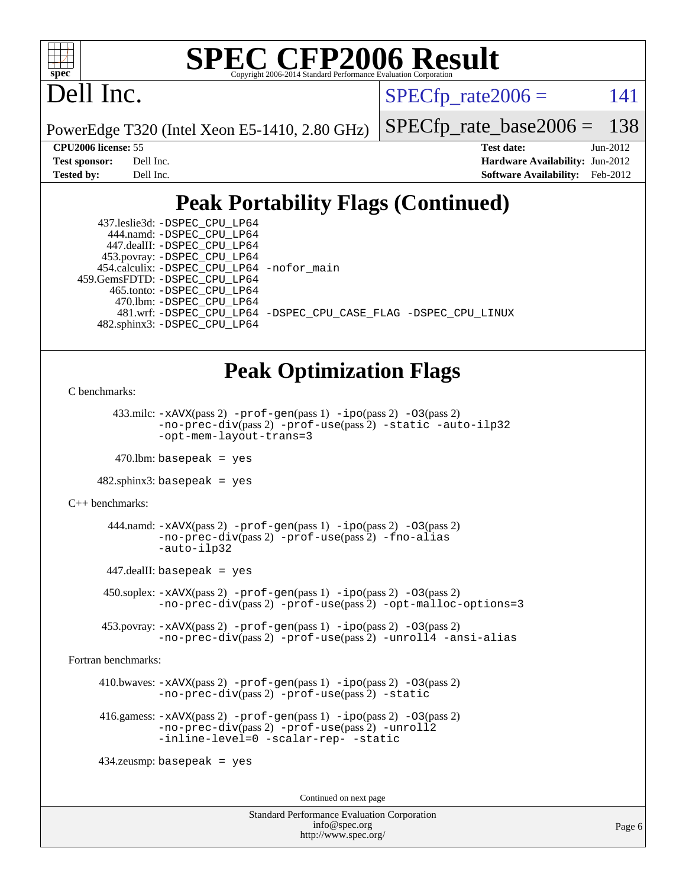# SPEC CFP2006 Result

Copyright 2006-2014 Standard Performance Evaluation Corporation

# Dell Inc.

PowerEdge T320 (Intel Xeon E5-1410, 2.80 GHz)

SPECfp_rate2006 = 141

SPECfp_rate_base2006 = 138

**CPU2006 license:** 55
**Test sponsor:** Dell Inc.
**Tested by:** Dell Inc.

**Test date:** Jun-2012
**Hardware Availability:** Jun-2012
**Software Availability:** Feb-2012

## Peak Portability Flags (Continued)

437.leslie3d: -DSPEC_CPU_LP64
444.namd: -DSPEC_CPU_LP64
447.dealII: -DSPEC_CPU_LP64
453.povray: -DSPEC_CPU_LP64
454.calculix: -DSPEC_CPU_LP64 -nofor_main
459.GemsFDTD: -DSPEC_CPU_LP64
465.tonto: -DSPEC_CPU_LP64
470.lbm: -DSPEC_CPU_LP64
481.wrf: -DSPEC_CPU_LP64 -DSPEC_CPU_CASE_FLAG -DSPEC_CPU_LINUX
482.sphinx3: -DSPEC_CPU_LP64

## Peak Optimization Flags

C benchmarks:

433.milc: -xAVX(pass 2) -prof-gen(pass 1) -ipo(pass 2) -O3(pass 2) -no-prec-div(pass 2) -prof-use(pass 2) -static -auto-ilp32 -opt-mem-layout-trans=3

470.lbm: basepeak = yes

482.sphinx3: basepeak = yes

C++ benchmarks:

444.namd: -xAVX(pass 2) -prof-gen(pass 1) -ipo(pass 2) -O3(pass 2) -no-prec-div(pass 2) -prof-use(pass 2) -fno-alias -auto-ilp32

447.dealII: basepeak = yes

450.soplex: -xAVX(pass 2) -prof-gen(pass 1) -ipo(pass 2) -O3(pass 2) -no-prec-div(pass 2) -prof-use(pass 2) -opt-malloc-options=3

453.povray: -xAVX(pass 2) -prof-gen(pass 1) -ipo(pass 2) -O3(pass 2) -no-prec-div(pass 2) -prof-use(pass 2) -unroll4 -ansi-alias

Fortran benchmarks:

410.bwaves: -xAVX(pass 2) -prof-gen(pass 1) -ipo(pass 2) -O3(pass 2) -no-prec-div(pass 2) -prof-use(pass 2) -static

416.gamess: -xAVX(pass 2) -prof-gen(pass 1) -ipo(pass 2) -O3(pass 2) -no-prec-div(pass 2) -prof-use(pass 2) -unroll2 -inline-level=0 -scalar-rep- -static

434.zeusmp: basepeak = yes

Continued on next page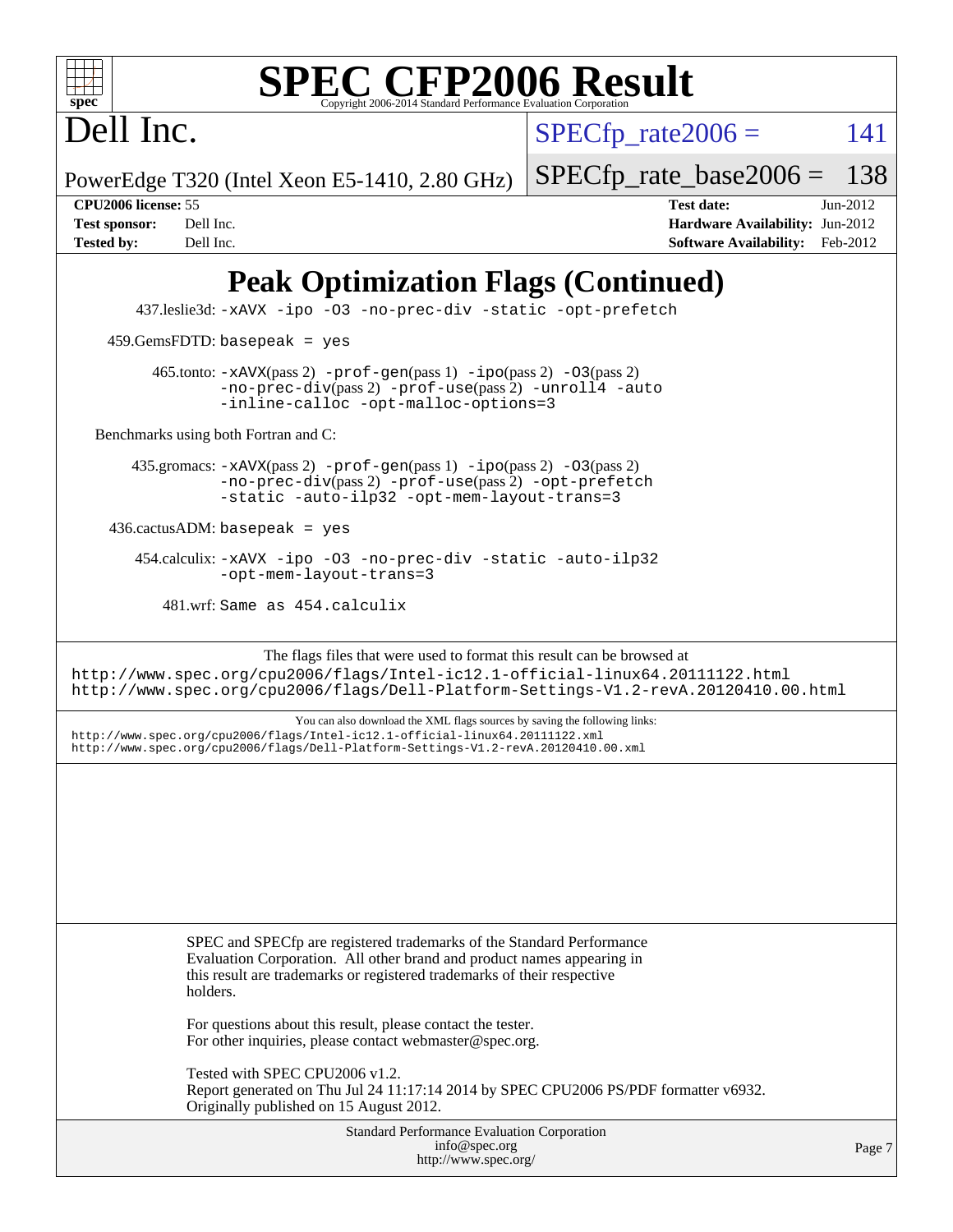# Peak Optimization Flags (Continued)

437.leslie3d: -xAVX -ipo -O3 -no-prec-div -static -opt-prefetch

459.GemsFDTD: basepeak = yes

465.tonto: -xAVX(pass 2) -prof-gen(pass 1) -ipo(pass 2) -O3(pass 2) -no-prec-div(pass 2) -prof-use(pass 2) -unroll4 -auto -inline-calloc -opt-malloc-options=3

Benchmarks using both Fortran and C:

435.gromacs: -xAVX(pass 2) -prof-gen(pass 1) -ipo(pass 2) -O3(pass 2) -no-prec-div(pass 2) -prof-use(pass 2) -opt-prefetch -static -auto-ilp32 -opt-mem-layout-trans=3

436.cactusADM: basepeak = yes

454.calculix: -xAVX -ipo -O3 -no-prec-div -static -auto-ilp32 -opt-mem-layout-trans=3

481.wrf: Same as 454.calculix

The flags files that were used to format this result can be browsed at
http://www.spec.org/cpu2006/flags/Intel-ic12.1-official-linux64.20111122.html
http://www.spec.org/cpu2006/flags/Dell-Platform-Settings-V1.2-revA.20120410.00.html

You can also download the XML flags sources by saving the following links:
http://www.spec.org/cpu2006/flags/Intel-ic12.1-official-linux64.20111122.xml
http://www.spec.org/cpu2006/flags/Dell-Platform-Settings-V1.2-revA.20120410.00.xml

SPEC and SPECfp are registered trademarks of the Standard Performance Evaluation Corporation. All other brand and product names appearing in this result are trademarks or registered trademarks of their respective holders.

For questions about this result, please contact the tester.
For other inquiries, please contact webmaster@spec.org.

Tested with SPEC CPU2006 v1.2.
Report generated on Thu Jul 24 11:17:14 2014 by SPEC CPU2006 PS/PDF formatter v6932.
Originally published on 15 August 2012.